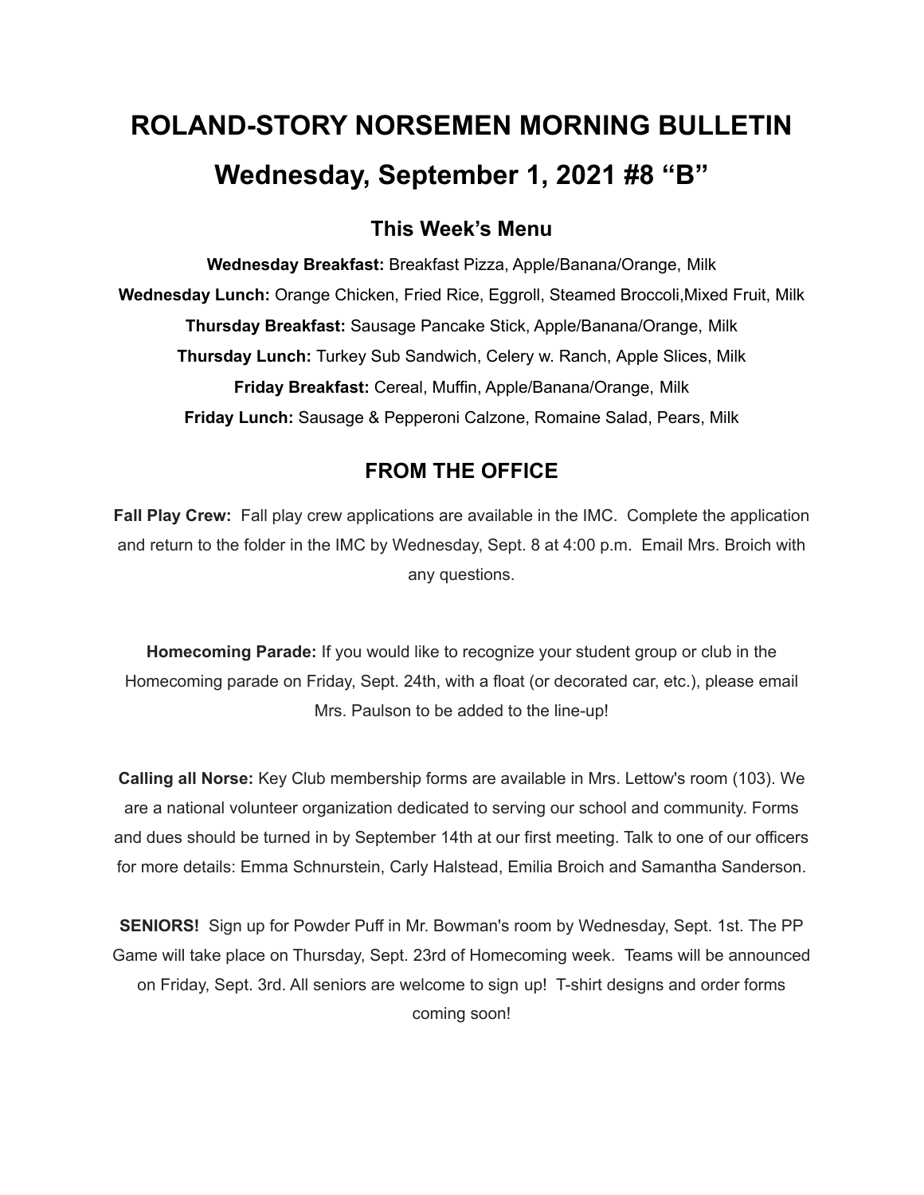# ROLAND-STORY NORSEMEN MORNING BULLETIN

# Wednesday, September 1, 2021 #8 "B"

## This Week's Menu

**Wednesday Breakfast:** Breakfast Pizza, Apple/Banana/Orange, Milk

**Wednesday Lunch:** Orange Chicken, Fried Rice, Eggroll, Steamed Broccoli,Mixed Fruit, Milk

**Thursday Breakfast:** Sausage Pancake Stick, Apple/Banana/Orange, Milk

**Thursday Lunch:** Turkey Sub Sandwich, Celery w. Ranch, Apple Slices, Milk

**Friday Breakfast:** Cereal, Muffin, Apple/Banana/Orange, Milk

**Friday Lunch:** Sausage & Pepperoni Calzone, Romaine Salad, Pears, Milk

## FROM THE OFFICE

**Fall Play Crew:** Fall play crew applications are available in the IMC. Complete the application and return to the folder in the IMC by Wednesday, Sept. 8 at 4:00 p.m. Email Mrs. Broich with any questions.

**Homecoming Parade:** If you would like to recognize your student group or club in the Homecoming parade on Friday, Sept. 24th, with a float (or decorated car, etc.), please email Mrs. Paulson to be added to the line-up!

**Calling all Norse:** Key Club membership forms are available in Mrs. Lettow's room (103). We are a national volunteer organization dedicated to serving our school and community. Forms and dues should be turned in by September 14th at our first meeting. Talk to one of our officers for more details: Emma Schnurstein, Carly Halstead, Emilia Broich and Samantha Sanderson.

**SENIORS!** Sign up for Powder Puff in Mr. Bowman's room by Wednesday, Sept. 1st. The PP Game will take place on Thursday, Sept. 23rd of Homecoming week. Teams will be announced on Friday, Sept. 3rd. All seniors are welcome to sign up! T-shirt designs and order forms coming soon!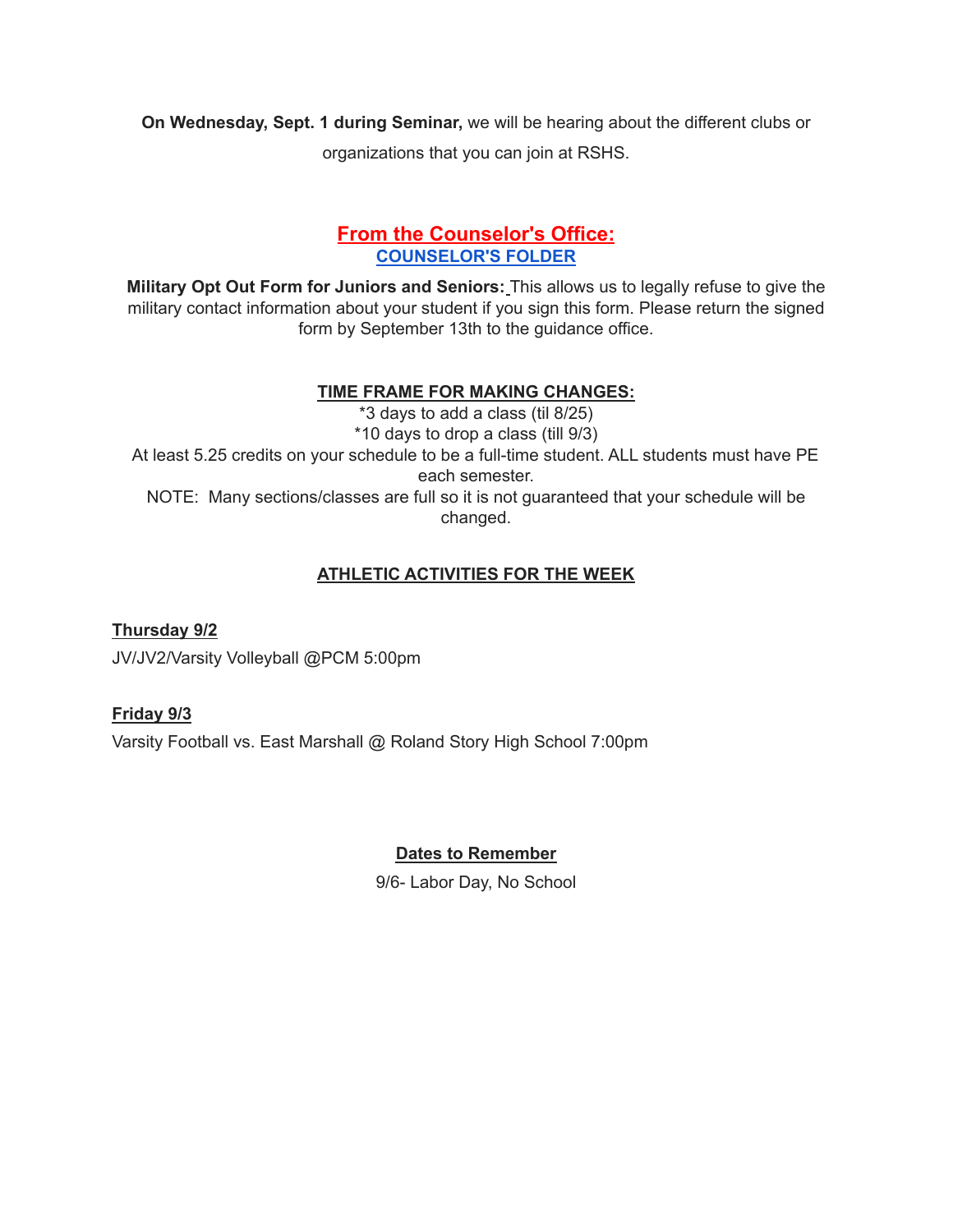**On Wednesday, Sept. 1 during Seminar,** we will be hearing about the different clubs or organizations that you can join at RSHS.

## From the Counselor's Office:

**COUNSELOR'S FOLDER**

**Military Opt Out Form for Juniors and Seniors:** This allows us to legally refuse to give the military contact information about your student if you sign this form. Please return the signed form by September 13th to the guidance office.

**TIME FRAME FOR MAKING CHANGES:**

*3 days to add a class (til 8/25)
*10 days to drop a class (till 9/3)
At least 5.25 credits on your schedule to be a full-time student. ALL students must have PE each semester.
NOTE: Many sections/classes are full so it is not guaranteed that your schedule will be changed.

**ATHLETIC ACTIVITIES FOR THE WEEK**

**Thursday 9/2**

JV/JV2/Varsity Volleyball @PCM 5:00pm

**Friday 9/3**

Varsity Football vs. East Marshall @ Roland Story High School 7:00pm

**Dates to Remember**

9/6- Labor Day, No School